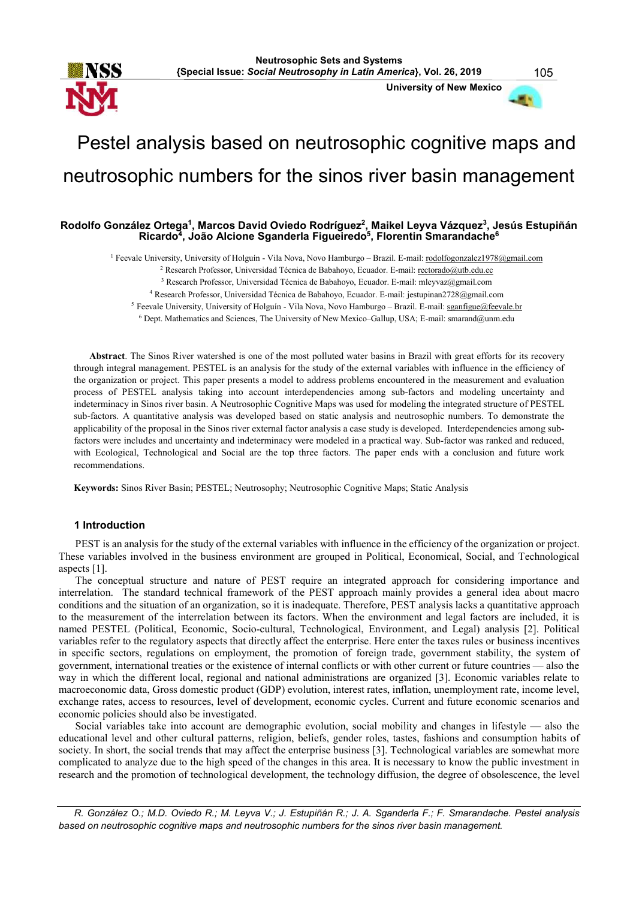# Pestel analysis based on neutrosophic cognitive maps and neutrosophic numbers for the sinos river basin management

**Rodolfo González Ortega[1], Marcos David Oviedo Rodríguez[2], Maikel Leyva Vázquez[3], Jesús Estupiñán Ricardo[4], João Alcione Sganderla Figueiredo[5], Florentin Smarandache[6]**

[1] Feevale University, University of Holguín - Vila Nova, Novo Hamburgo – Brazil. E-mail: rodolfogonzalez1978@gmail.com
[2] Research Professor, Universidad Técnica de Babahoyo, Ecuador. E-mail: rectorado@utb.edu.ec
[3] Research Professor, Universidad Técnica de Babahoyo, Ecuador. E-mail: mleyvaz@gmail.com
[4] Research Professor, Universidad Técnica de Babahoyo, Ecuador. E-mail: jestupinan2728@gmail.com
[5] Feevale University, University of Holguín - Vila Nova, Novo Hamburgo – Brazil. E-mail: sganfigue@feevale.br
[6] Dept. Mathematics and Sciences, The University of New Mexico–Gallup, USA; E-mail: smarand@unm.edu

**Abstract**. The Sinos River watershed is one of the most polluted water basins in Brazil with great efforts for its recovery through integral management. PESTEL is an analysis for the study of the external variables with influence in the efficiency of the organization or project. This paper presents a model to address problems encountered in the measurement and evaluation process of PESTEL analysis taking into account interdependencies among sub-factors and modeling uncertainty and indeterminacy in Sinos river basin. A Neutrosophic Cognitive Maps was used for modeling the integrated structure of PESTEL sub-factors. A quantitative analysis was developed based on static analysis and neutrosophic numbers. To demonstrate the applicability of the proposal in the Sinos river external factor analysis a case study is developed. Interdependencies among sub-factors were includes and uncertainty and indeterminacy were modeled in a practical way. Sub-factor was ranked and reduced, with Ecological, Technological and Social are the top three factors. The paper ends with a conclusion and future work recommendations.

**Keywords:** Sinos River Basin; PESTEL; Neutrosophy; Neutrosophic Cognitive Maps; Static Analysis

## 1 Introduction

PEST is an analysis for the study of the external variables with influence in the efficiency of the organization or project. These variables involved in the business environment are grouped in Political, Economical, Social, and Technological aspects [1].

The conceptual structure and nature of PEST require an integrated approach for considering importance and interrelation. The standard technical framework of the PEST approach mainly provides a general idea about macro conditions and the situation of an organization, so it is inadequate. Therefore, PEST analysis lacks a quantitative approach to the measurement of the interrelation between its factors. When the environment and legal factors are included, it is named PESTEL (Political, Economic, Socio-cultural, Technological, Environment, and Legal) analysis [2]. Political variables refer to the regulatory aspects that directly affect the enterprise. Here enter the taxes rules or business incentives in specific sectors, regulations on employment, the promotion of foreign trade, government stability, the system of government, international treaties or the existence of internal conflicts or with other current or future countries — also the way in which the different local, regional and national administrations are organized [3]. Economic variables relate to macroeconomic data, Gross domestic product (GDP) evolution, interest rates, inflation, unemployment rate, income level, exchange rates, access to resources, level of development, economic cycles. Current and future economic scenarios and economic policies should also be investigated.

Social variables take into account are demographic evolution, social mobility and changes in lifestyle — also the educational level and other cultural patterns, religion, beliefs, gender roles, tastes, fashions and consumption habits of society. In short, the social trends that may affect the enterprise business [3]. Technological variables are somewhat more complicated to analyze due to the high speed of the changes in this area. It is necessary to know the public investment in research and the promotion of technological development, the technology diffusion, the degree of obsolescence, the level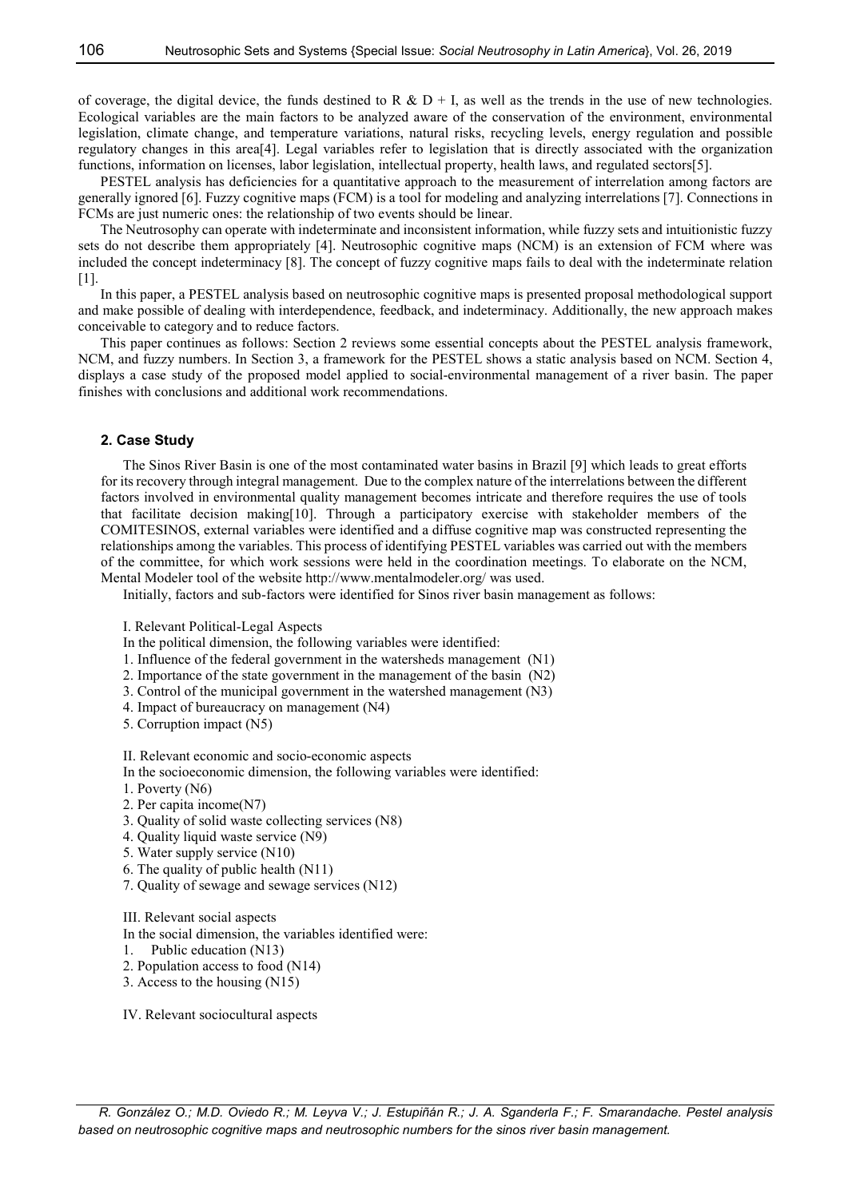of coverage, the digital device, the funds destined to R & D + I, as well as the trends in the use of new technologies. Ecological variables are the main factors to be analyzed aware of the conservation of the environment, environmental legislation, climate change, and temperature variations, natural risks, recycling levels, energy regulation and possible regulatory changes in this area[4]. Legal variables refer to legislation that is directly associated with the organization functions, information on licenses, labor legislation, intellectual property, health laws, and regulated sectors[5].

PESTEL analysis has deficiencies for a quantitative approach to the measurement of interrelation among factors are generally ignored [6]. Fuzzy cognitive maps (FCM) is a tool for modeling and analyzing interrelations [7]. Connections in FCMs are just numeric ones: the relationship of two events should be linear.

The Neutrosophy can operate with indeterminate and inconsistent information, while fuzzy sets and intuitionistic fuzzy sets do not describe them appropriately [4]. Neutrosophic cognitive maps (NCM) is an extension of FCM where was included the concept indeterminacy [8]. The concept of fuzzy cognitive maps fails to deal with the indeterminate relation [1].

In this paper, a PESTEL analysis based on neutrosophic cognitive maps is presented proposal methodological support and make possible of dealing with interdependence, feedback, and indeterminacy. Additionally, the new approach makes conceivable to category and to reduce factors.

This paper continues as follows: Section 2 reviews some essential concepts about the PESTEL analysis framework, NCM, and fuzzy numbers. In Section 3, a framework for the PESTEL shows a static analysis based on NCM. Section 4, displays a case study of the proposed model applied to social-environmental management of a river basin. The paper finishes with conclusions and additional work recommendations.

## 2. Case Study

The Sinos River Basin is one of the most contaminated water basins in Brazil [9] which leads to great efforts for its recovery through integral management. Due to the complex nature of the interrelations between the different factors involved in environmental quality management becomes intricate and therefore requires the use of tools that facilitate decision making[10]. Through a participatory exercise with stakeholder members of the COMITESINOS, external variables were identified and a diffuse cognitive map was constructed representing the relationships among the variables. This process of identifying PESTEL variables was carried out with the members of the committee, for which work sessions were held in the coordination meetings. To elaborate on the NCM, Mental Modeler tool of the website http://www.mentalmodeler.org/ was used.

Initially, factors and sub-factors were identified for Sinos river basin management as follows:

I. Relevant Political-Legal Aspects

In the political dimension, the following variables were identified:

1. Influence of the federal government in the watersheds management (N1)
2. Importance of the state government in the management of the basin (N2)
3. Control of the municipal government in the watershed management (N3)
4. Impact of bureaucracy on management (N4)
5. Corruption impact (N5)

II. Relevant economic and socio-economic aspects

In the socioeconomic dimension, the following variables were identified:

1. Poverty (N6)
2. Per capita income(N7)
3. Quality of solid waste collecting services (N8)
4. Quality liquid waste service (N9)
5. Water supply service (N10)
6. The quality of public health (N11)
7. Quality of sewage and sewage services (N12)

III. Relevant social aspects

In the social dimension, the variables identified were:

1. Public education (N13)
2. Population access to food (N14)
3. Access to the housing (N15)

IV. Relevant sociocultural aspects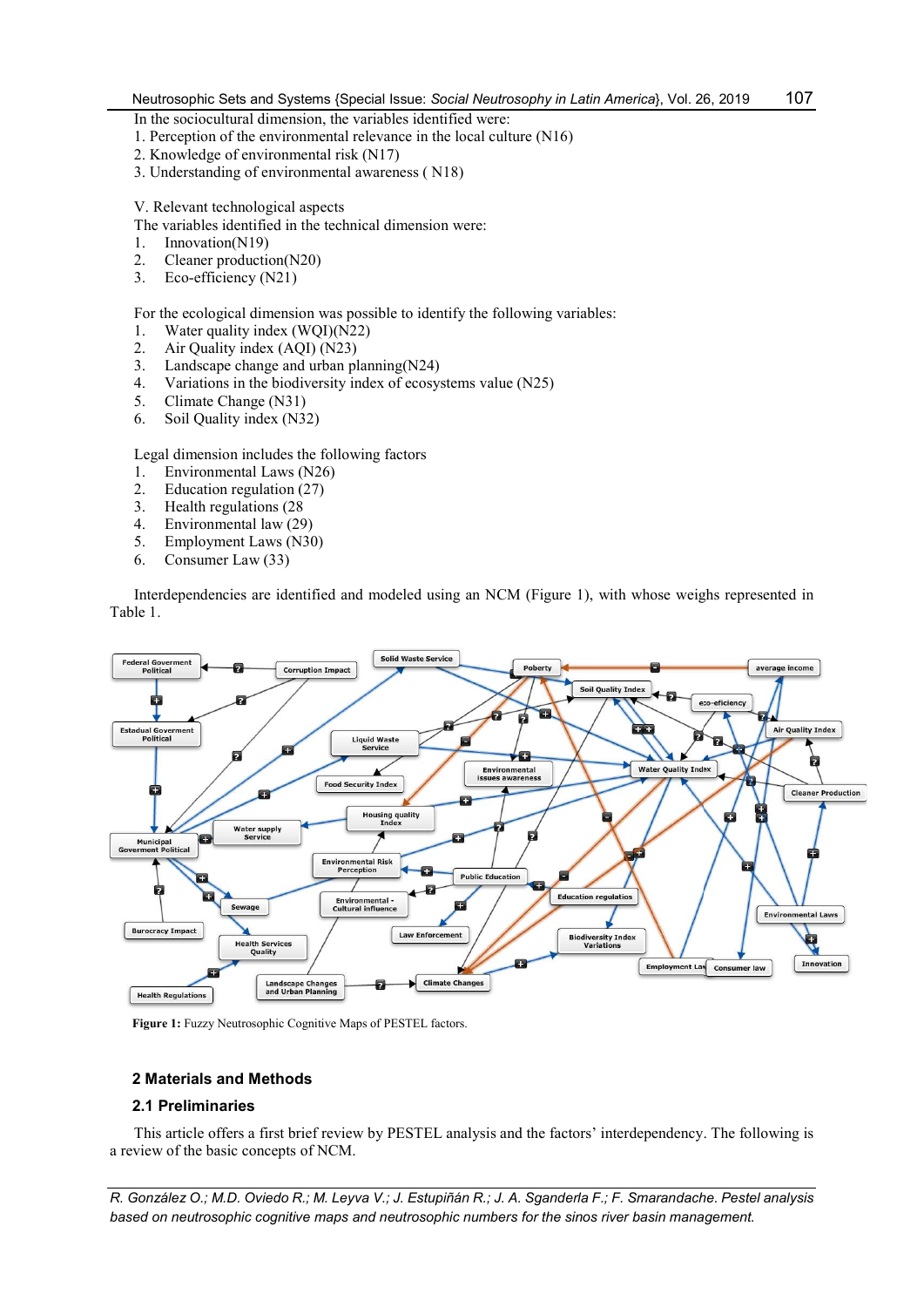In the sociocultural dimension, the variables identified were:

1. Perception of the environmental relevance in the local culture (N16)
2. Knowledge of environmental risk (N17)
3. Understanding of environmental awareness ( N18)

V. Relevant technological aspects

The variables identified in the technical dimension were:

1. Innovation(N19)
2. Cleaner production(N20)
3. Eco-efficiency (N21)

For the ecological dimension was possible to identify the following variables:

1. Water quality index (WQI)(N22)
2. Air Quality index (AQI) (N23)
3. Landscape change and urban planning(N24)
4. Variations in the biodiversity index of ecosystems value (N25)
5. Climate Change (N31)
6. Soil Quality index (N32)

Legal dimension includes the following factors

1. Environmental Laws (N26)
2. Education regulation (27)
3. Health regulations (28
4. Environmental law (29)
5. Employment Laws (N30)
6. Consumer Law (33)

Interdependencies are identified and modeled using an NCM (Figure 1), with whose weighs represented in Table 1.

**Figure 1:** Fuzzy Neutrosophic Cognitive Maps of PESTEL factors.

## 2 Materials and Methods

### 2.1 Preliminaries

This article offers a first brief review by PESTEL analysis and the factors' interdependency. The following is a review of the basic concepts of NCM.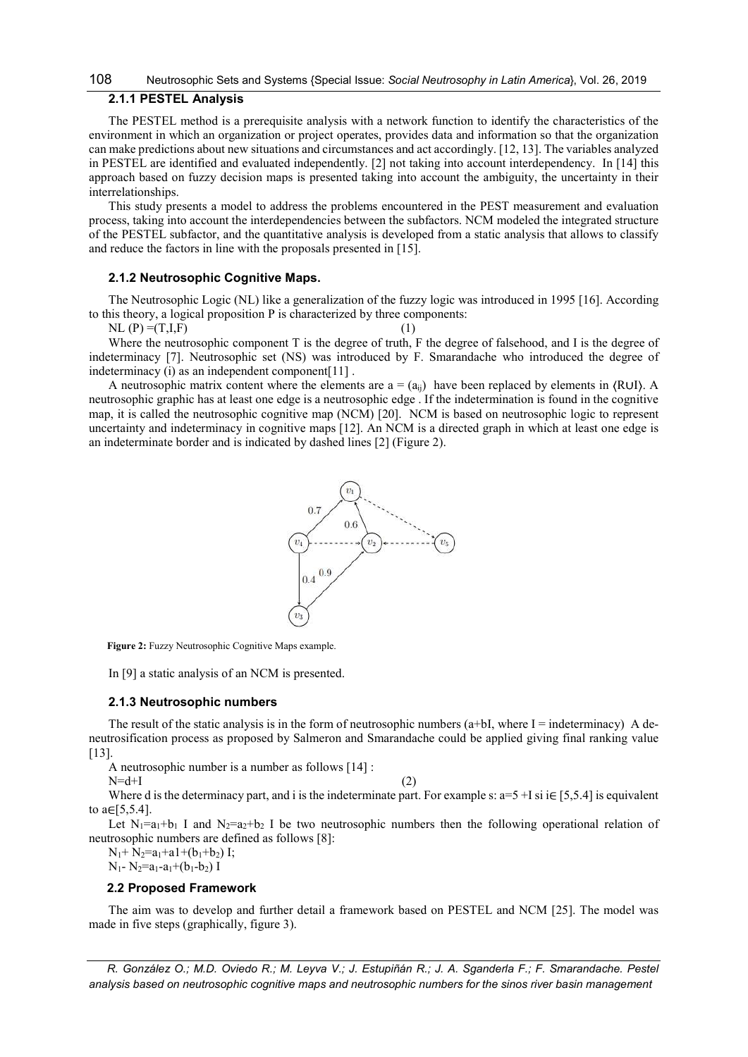### 2.1.1 PESTEL Analysis

The PESTEL method is a prerequisite analysis with a network function to identify the characteristics of the environment in which an organization or project operates, provides data and information so that the organization can make predictions about new situations and circumstances and act accordingly. [12, 13]. The variables analyzed in PESTEL are identified and evaluated independently. [2] not taking into account interdependency. In [14] this approach based on fuzzy decision maps is presented taking into account the ambiguity, the uncertainty in their interrelationships.

This study presents a model to address the problems encountered in the PEST measurement and evaluation process, taking into account the interdependencies between the subfactors. NCM modeled the integrated structure of the PESTEL subfactor, and the quantitative analysis is developed from a static analysis that allows to classify and reduce the factors in line with the proposals presented in [15].

### 2.1.2 Neutrosophic Cognitive Maps.

The Neutrosophic Logic (NL) like a generalization of the fuzzy logic was introduced in 1995 [16]. According to this theory, a logical proposition P is characterized by three components:

$$NL(P) = (T, I, F) \quad (1)$$

Where the neutrosophic component T is the degree of truth, F the degree of falsehood, and I is the degree of indeterminacy [7]. Neutrosophic set (NS) was introduced by F. Smarandache who introduced the degree of indeterminacy (i) as an independent component[11] .

A neutrosophic matrix content where the elements are $a = (a_{ij})$ have been replaced by elements in ⟨R∪I⟩. A neutrosophic graphic has at least one edge is a neutrosophic edge . If the indetermination is found in the cognitive map, it is called the neutrosophic cognitive map (NCM) [20]. NCM is based on neutrosophic logic to represent uncertainty and indeterminacy in cognitive maps [12]. An NCM is a directed graph in which at least one edge is an indeterminate border and is indicated by dashed lines [2] (Figure 2).

**Figure 2:** Fuzzy Neutrosophic Cognitive Maps example.

In [9] a static analysis of an NCM is presented.

### 2.1.3 Neutrosophic numbers

The result of the static analysis is in the form of neutrosophic numbers (a+bI, where I = indeterminacy) A de-neutrosification process as proposed by Salmeron and Smarandache could be applied giving final ranking value [13].

A neutrosophic number is a number as follows [14] :

$$N = d + I \quad (2)$$

Where d is the determinacy part, and i is the indeterminate part. For example s: $a = 5 + I$ si $i \in [5,5.4]$ is equivalent to $a \in [5,5.4]$.

Let $N_1 = a_1 + b_1 I$ and $N_2 = a_2 + b_2 I$ be two neutrosophic numbers then the following operational relation of neutrosophic numbers are defined as follows [8]:

$N_1 + N_2 = a_1 + a1 + (b_1 + b_2) I$;

$N_1 - N_2 = a_1 - a_1 + (b_1 - b_2) I$

### 2.2 Proposed Framework

The aim was to develop and further detail a framework based on PESTEL and NCM [25]. The model was made in five steps (graphically, figure 3).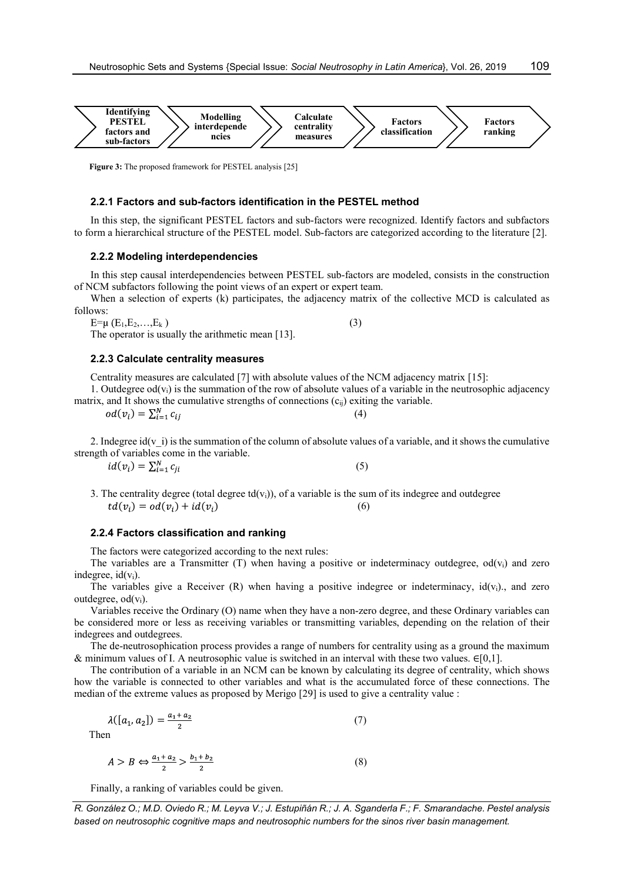Identifying PESTEL factors and sub-factors → Modelling interdependencies → Calculate centrality measures → Factors classification → Factors ranking

**Figure 3:** The proposed framework for PESTEL analysis [25]

### 2.2.1 Factors and sub-factors identification in the PESTEL method

In this step, the significant PESTEL factors and sub-factors were recognized. Identify factors and subfactors to form a hierarchical structure of the PESTEL model. Sub-factors are categorized according to the literature [2].

### 2.2.2 Modeling interdependencies

In this step causal interdependencies between PESTEL sub-factors are modeled, consists in the construction of NCM subfactors following the point views of an expert or expert team.

When a selection of experts (k) participates, the adjacency matrix of the collective MCD is calculated as follows:

$$E=\mu\ (E_1,E_2,\dots,E_k) \tag{3}$$

The operator is usually the arithmetic mean [13].

### 2.2.3 Calculate centrality measures

Centrality measures are calculated [7] with absolute values of the NCM adjacency matrix [15]:

1. Outdegree $od(v_i)$ is the summation of the row of absolute values of a variable in the neutrosophic adjacency matrix, and It shows the cumulative strengths of connections ($c_{ij}$) exiting the variable.

$$od(v_i) = \sum_{i=1}^{N} c_{ij} \tag{4}$$

2. Indegree id(v_i) is the summation of the column of absolute values of a variable, and it shows the cumulative strength of variables come in the variable.

$$id(v_i) = \sum_{i=1}^{N} c_{ji} \tag{5}$$

3. The centrality degree (total degree $td(v_i)$), of a variable is the sum of its indegree and outdegree

$$td(v_i) = od(v_i) + id(v_i) \tag{6}$$

### 2.2.4 Factors classification and ranking

The factors were categorized according to the next rules:

The variables are a Transmitter (T) when having a positive or indeterminacy outdegree, $od(v_i)$ and zero indegree, $id(v_i)$.

The variables give a Receiver (R) when having a positive indegree or indeterminacy, $id(v_i)$., and zero outdegree, $od(v_i)$.

Variables receive the Ordinary (O) name when they have a non-zero degree, and these Ordinary variables can be considered more or less as receiving variables or transmitting variables, depending on the relation of their indegrees and outdegrees.

The de-neutrosophication process provides a range of numbers for centrality using as a ground the maximum & minimum values of I. A neutrosophic value is switched in an interval with these two values. $\in[0,1]$.

The contribution of a variable in an NCM can be known by calculating its degree of centrality, which shows how the variable is connected to other variables and what is the accumulated force of these connections. The median of the extreme values as proposed by Merigo [29] is used to give a centrality value :

$$\lambda([a_1, a_2]) = \frac{a_1 + a_2}{2} \tag{7}$$

Then

$$A > B \Leftrightarrow \frac{a_1 + a_2}{2} > \frac{b_1 + b_2}{2} \tag{8}$$

Finally, a ranking of variables could be given.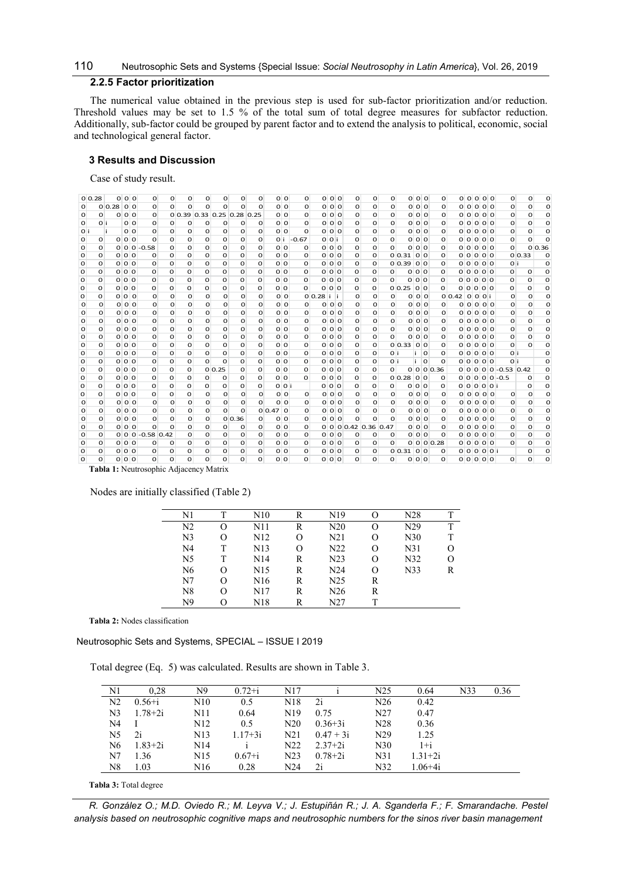### 2.2.5 Factor prioritization

The numerical value obtained in the previous step is used for sub-factor prioritization and/or reduction. Threshold values may be set to 1.5 % of the total sum of total degree measures for subfactor reduction. Additionally, sub-factor could be grouped by parent factor and to extend the analysis to political, economic, social and technological general factor.

## 3 Results and Discussion

Case of study result.

| | | | | | | | | | | | | | | | | | | | | | | | | | | | | | | | | |
|---|---|---|---|---|---|---|---|---|---|---|---|---|---|---|---|---|---|---|---|---|---|---|---|---|---|---|---|---|---|---|---|---|
| 0 | 0.28 | 0 | 0 | 0 | 0 | 0 | 0 | 0 | 0 | 0 | 0 | 0 | 0 | 0 | 0 | 0 | 0 | 0 | 0 | 0 | 0 | 0 | 0 | 0 | 0 | 0 | 0 | 0 | 0 | 0 | 0 | 0 |
| 0 | 0 | 0.28 | 0 | 0 | 0 | 0 | 0 | 0 | 0 | 0 | 0 | 0 | 0 | 0 | 0 | 0 | 0 | 0 | 0 | 0 | 0 | 0 | 0 | 0 | 0 | 0 | 0 | 0 | 0 | 0 | 0 | 0 |
| 0 | 0 | 0 | 0 | 0 | 0 | 0 | 0.39 | 0.33 | 0.25 | 0.28 | 0.25 | 0 | 0 | 0 | 0 | 0 | 0 | 0 | 0 | 0 | 0 | 0 | 0 | 0 | 0 | 0 | 0 | 0 | 0 | 0 | 0 | 0 |
| 0 | 0 | i | 0 | 0 | 0 | 0 | 0 | 0 | 0 | 0 | 0 | 0 | 0 | 0 | 0 | 0 | 0 | 0 | 0 | 0 | 0 | 0 | 0 | 0 | 0 | 0 | 0 | 0 | 0 | 0 | 0 | 0 |
| 0 | i | i | 0 | 0 | 0 | 0 | 0 | 0 | 0 | 0 | 0 | 0 | 0 | 0 | 0 | 0 | 0 | 0 | 0 | 0 | 0 | 0 | 0 | 0 | 0 | 0 | 0 | 0 | 0 | 0 | 0 | 0 |
| 0 | 0 | 0 | 0 | 0 | 0 | 0 | 0 | 0 | 0 | 0 | 0 | 0 | i | -0.67 | 0 | 0 | i | 0 | 0 | 0 | 0 | 0 | 0 | 0 | 0 | 0 | 0 | 0 | 0 | 0 | 0 | 0 |
| 0 | 0 | 0 | 0 | 0 | -0.58 | 0 | 0 | 0 | 0 | 0 | 0 | 0 | 0 | 0 | 0 | 0 | 0 | 0 | 0 | 0 | 0 | 0 | 0 | 0 | 0 | 0 | 0 | 0 | 0 | 0 | 0 | 0.36 |
| 0 | 0 | 0 | 0 | 0 | 0 | 0 | 0 | 0 | 0 | 0 | 0 | 0 | 0 | 0 | 0 | 0 | 0 | 0 | 0 | 0 | 0.31 | 0 | 0 | 0 | 0 | 0 | 0 | 0 | 0 | 0 | 0.33 | 0 |
| 0 | 0 | 0 | 0 | 0 | 0 | 0 | 0 | 0 | 0 | 0 | 0 | 0 | 0 | 0 | 0 | 0 | 0 | 0 | 0 | 0 | 0.39 | 0 | 0 | 0 | 0 | 0 | 0 | 0 | 0 | 0 | i | 0 |
| 0 | 0 | 0 | 0 | 0 | 0 | 0 | 0 | 0 | 0 | 0 | 0 | 0 | 0 | 0 | 0 | 0 | 0 | 0 | 0 | 0 | 0 | 0 | 0 | 0 | 0 | 0 | 0 | 0 | 0 | 0 | 0 | 0 |
| 0 | 0 | 0 | 0 | 0 | 0 | 0 | 0 | 0 | 0 | 0 | 0 | 0 | 0 | 0 | 0 | 0 | 0 | 0 | 0 | 0 | 0 | 0 | 0 | 0 | 0 | 0 | 0 | 0 | 0 | 0 | 0 | 0 |
| 0 | 0 | 0 | 0 | 0 | 0 | 0 | 0 | 0 | 0 | 0 | 0 | 0 | 0 | 0 | 0 | 0 | 0 | 0 | 0 | 0 | 0.25 | 0 | 0 | 0 | 0 | 0 | 0 | 0 | 0 | 0 | 0 | 0 |
| 0 | 0 | 0 | 0 | 0 | 0 | 0 | 0 | 0 | 0 | 0 | 0 | 0 | 0 | 0 | 0.28 | i | i | 0 | 0 | 0 | 0 | 0 | 0 | 0 | 0.42 | 0 | 0 | 0 | i | 0 | 0 | 0 |
| 0 | 0 | 0 | 0 | 0 | 0 | 0 | 0 | 0 | 0 | 0 | 0 | 0 | 0 | 0 | 0 | 0 | 0 | 0 | 0 | 0 | 0 | 0 | 0 | 0 | 0 | 0 | 0 | 0 | 0 | 0 | 0 | 0 |
| 0 | 0 | 0 | 0 | 0 | 0 | 0 | 0 | 0 | 0 | 0 | 0 | 0 | 0 | 0 | 0 | 0 | 0 | 0 | 0 | 0 | 0 | 0 | 0 | 0 | 0 | 0 | 0 | 0 | 0 | 0 | 0 | 0 |
| 0 | 0 | 0 | 0 | 0 | 0 | 0 | 0 | 0 | 0 | 0 | 0 | 0 | 0 | 0 | 0 | 0 | 0 | 0 | 0 | 0 | 0 | 0 | 0 | 0 | 0 | 0 | 0 | 0 | 0 | 0 | 0 | 0 |
| 0 | 0 | 0 | 0 | 0 | 0 | 0 | 0 | 0 | 0 | 0 | 0 | 0 | 0 | 0 | 0 | 0 | 0 | 0 | 0 | 0 | 0 | 0 | 0 | 0 | 0 | 0 | 0 | 0 | 0 | 0 | 0 | 0 |
| 0 | 0 | 0 | 0 | 0 | 0 | 0 | 0 | 0 | 0 | 0 | 0 | 0 | 0 | 0 | 0 | 0 | 0 | 0 | 0 | 0 | 0 | 0 | 0 | 0 | 0 | 0 | 0 | 0 | 0 | 0 | 0 | 0 |
| 0 | 0 | 0 | 0 | 0 | 0 | 0 | 0 | 0 | 0 | 0 | 0 | 0 | 0 | 0 | 0 | 0 | 0 | 0 | 0 | 0 | 0.33 | 0 | 0 | 0 | 0 | 0 | 0 | 0 | 0 | 0 | 0 | 0 |
| 0 | 0 | 0 | 0 | 0 | 0 | 0 | 0 | 0 | 0 | 0 | 0 | 0 | 0 | 0 | 0 | 0 | 0 | 0 | 0 | 0 | i | i | 0 | 0 | 0 | 0 | 0 | 0 | 0 | 0 | i | 0 |
| 0 | 0 | 0 | 0 | 0 | 0 | 0 | 0 | 0 | 0 | 0 | 0 | 0 | 0 | 0 | 0 | 0 | 0 | 0 | 0 | 0 | i | i | 0 | 0 | 0 | 0 | 0 | 0 | 0 | 0 | i | 0 |
| 0 | 0 | 0 | 0 | 0 | 0 | 0 | 0 | 0 | 0.25 | 0 | 0 | 0 | 0 | 0 | 0 | 0 | 0 | 0 | 0 | 0 | 0 | 0 | 0 | 0.36 | 0 | 0 | 0 | 0 | 0 | -0.53 | 0.42 | 0 |
| 0 | 0 | 0 | 0 | 0 | 0 | 0 | 0 | 0 | 0 | 0 | 0 | 0 | 0 | 0 | 0 | 0 | 0 | 0 | 0 | 0 | 0.28 | 0 | 0 | 0 | 0 | 0 | 0 | 0 | 0 | -0.5 | 0 | 0 |
| 0 | 0 | 0 | 0 | 0 | 0 | 0 | 0 | 0 | 0 | 0 | 0 | 0 | 0 | i | 0 | 0 | 0 | 0 | 0 | 0 | 0 | 0 | 0 | 0 | 0 | 0 | 0 | 0 | 0 | i | 0 | 0 |
| 0 | 0 | 0 | 0 | 0 | 0 | 0 | 0 | 0 | 0 | 0 | 0 | 0 | 0 | 0 | 0 | 0 | 0 | 0 | 0 | 0 | 0 | 0 | 0 | 0 | 0 | 0 | 0 | 0 | 0 | 0 | 0 | 0 |
| 0 | 0 | 0 | 0 | 0 | 0 | 0 | 0 | 0 | 0 | 0 | 0 | 0 | 0 | 0 | 0 | 0 | 0 | 0 | 0 | 0 | 0 | 0 | 0 | 0 | 0 | 0 | 0 | 0 | 0 | 0 | 0 | 0 |
| 0 | 0 | 0 | 0 | 0 | 0 | 0 | 0 | 0 | 0 | 0 | 0 | 0.47 | 0 | 0 | 0 | 0 | 0 | 0 | 0 | 0 | 0 | 0 | 0 | 0 | 0 | 0 | 0 | 0 | 0 | 0 | 0 | 0 |
| 0 | 0 | 0 | 0 | 0 | 0 | 0 | 0 | 0 | 0 | 0.36 | 0 | 0 | 0 | 0 | 0 | 0 | 0 | 0 | 0 | 0 | 0 | 0 | 0 | 0 | 0 | 0 | 0 | 0 | 0 | 0 | 0 | 0 |
| 0 | 0 | 0 | 0 | 0 | 0 | 0 | 0 | 0 | 0 | 0 | 0 | 0 | 0 | 0 | 0 | 0 | 0 | 0.42 | 0.36 | 0.47 | 0 | 0 | 0 | 0 | 0 | 0 | 0 | 0 | 0 | 0 | 0 | 0 |
| 0 | 0 | 0 | 0 | 0 | -0.58 | 0.42 | 0 | 0 | 0 | 0 | 0 | 0 | 0 | 0 | 0 | 0 | 0 | 0 | 0 | 0 | 0 | 0 | 0 | 0 | 0 | 0 | 0 | 0 | 0 | 0 | 0 | 0 |
| 0 | 0 | 0 | 0 | 0 | 0 | 0 | 0 | 0 | 0 | 0 | 0 | 0 | 0 | 0 | 0 | 0 | 0 | 0 | 0 | 0 | 0 | 0 | 0 | 0.28 | 0 | 0 | 0 | 0 | 0 | 0 | 0 | 0 |
| 0 | 0 | 0 | 0 | 0 | 0 | 0 | 0 | 0 | 0 | 0 | 0 | 0 | 0 | 0 | 0 | 0 | 0 | 0 | 0 | 0 | 0.31 | 0 | 0 | 0 | 0 | 0 | 0 | 0 | 0 | i | 0 | 0 |
| 0 | 0 | 0 | 0 | 0 | 0 | 0 | 0 | 0 | 0 | 0 | 0 | 0 | 0 | 0 | 0 | 0 | 0 | 0 | 0 | 0 | 0 | 0 | 0 | 0 | 0 | 0 | 0 | 0 | 0 | 0 | 0 | 0 |

**Tabla 1:** Neutrosophic Adjacency Matrix

Nodes are initially classified (Table 2)

| | | | | | | | |
|---|---|---|---|---|---|---|---|
| N1 | T | N10 | R | N19 | O | N28 | T |
| N2 | O | N11 | R | N20 | O | N29 | T |
| N3 | O | N12 | O | N21 | O | N30 | T |
| N4 | T | N13 | O | N22 | O | N31 | O |
| N5 | T | N14 | R | N23 | O | N32 | O |
| N6 | O | N15 | R | N24 | O | N33 | R |
| N7 | O | N16 | R | N25 | R | | |
| N8 | O | N17 | R | N26 | R | | |
| N9 | O | N18 | R | N27 | T | | |

**Tabla 2:** Nodes classification

Total degree (Eq. 5) was calculated. Results are shown in Table 3.

| | | | | | | | | | |
|---|---|---|---|---|---|---|---|---|---|
| N1 | 0,28 | N9 | 0.72+i | N17 | i | N25 | 0.64 | N33 | 0.36 |
| N2 | 0.56+i | N10 | 0.5 | N18 | 2i | N26 | 0.42 | | |
| N3 | 1.78+2i | N11 | 0.64 | N19 | 0.75 | N27 | 0.47 | | |
| N4 | I | N12 | 0.5 | N20 | 0.36+3i | N28 | 0.36 | | |
| N5 | 2i | N13 | 1.17+3i | N21 | 0.47 + 3i | N29 | 1.25 | | |
| N6 | 1.83+2i | N14 | i | N22 | 2.37+2i | N30 | 1+i | | |
| N7 | 1.36 | N15 | 0.67+i | N23 | 0.78+2i | N31 | 1.31+2i | | |
| N8 | 1.03 | N16 | 0.28 | N24 | 2i | N32 | 1.06+4i | | |

**Tabla 3:** Total degree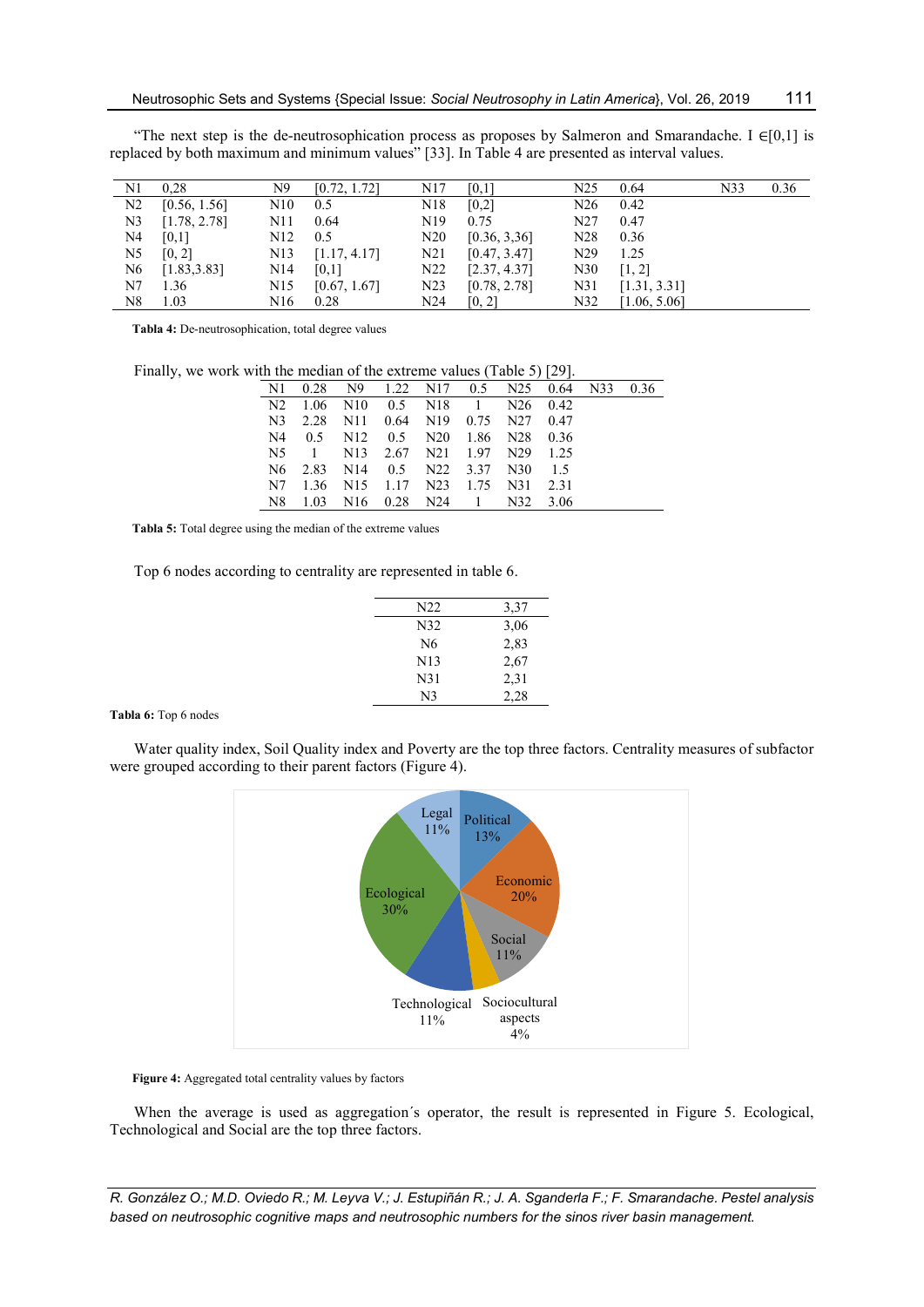"The next step is the de-neutrosophication process as proposes by Salmeron and Smarandache. I ∈[0,1] is replaced by both maximum and minimum values" [33]. In Table 4 are presented as interval values.

| N1 | 0,28 | N9 | [0.72, 1.72] | N17 | [0,1] | N25 | 0.64 | N33 | 0.36 |
|---|---|---|---|---|---|---|---|---|---|
| N2 | [0.56, 1.56] | N10 | 0.5 | N18 | [0,2] | N26 | 0.42 | | |
| N3 | [1.78, 2.78] | N11 | 0.64 | N19 | 0.75 | N27 | 0.47 | | |
| N4 | [0,1] | N12 | 0.5 | N20 | [0.36, 3,36] | N28 | 0.36 | | |
| N5 | [0, 2] | N13 | [1.17, 4.17] | N21 | [0.47, 3.47] | N29 | 1.25 | | |
| N6 | [1.83,3.83] | N14 | [0,1] | N22 | [2.37, 4.37] | N30 | [1, 2] | | |
| N7 | 1.36 | N15 | [0.67, 1.67] | N23 | [0.78, 2.78] | N31 | [1.31, 3.31] | | |
| N8 | 1.03 | N16 | 0.28 | N24 | [0, 2] | N32 | [1.06, 5.06] | | |

**Tabla 4:** De-neutrosophication, total degree values

Finally, we work with the median of the extreme values (Table 5) [29].

| N1 | 0.28 | N9 | 1.22 | N17 | 0.5 | N25 | 0.64 | N33 | 0.36 |
|---|---|---|---|---|---|---|---|---|---|
| N2 | 1.06 | N10 | 0.5 | N18 | 1 | N26 | 0.42 | | |
| N3 | 2.28 | N11 | 0.64 | N19 | 0.75 | N27 | 0.47 | | |
| N4 | 0.5 | N12 | 0.5 | N20 | 1.86 | N28 | 0.36 | | |
| N5 | 1 | N13 | 2.67 | N21 | 1.97 | N29 | 1.25 | | |
| N6 | 2.83 | N14 | 0.5 | N22 | 3.37 | N30 | 1.5 | | |
| N7 | 1.36 | N15 | 1.17 | N23 | 1.75 | N31 | 2.31 | | |
| N8 | 1.03 | N16 | 0.28 | N24 | 1 | N32 | 3.06 | | |

**Tabla 5:** Total degree using the median of the extreme values

Top 6 nodes according to centrality are represented in table 6.

| N22 | 3,37 |
|---|---|
| N32 | 3,06 |
| N6 | 2,83 |
| N13 | 2,67 |
| N31 | 2,31 |
| N3 | 2,28 |

**Tabla 6:** Top 6 nodes

Water quality index, Soil Quality index and Poverty are the top three factors. Centrality measures of subfactor were grouped according to their parent factors (Figure 4).

**Figure 4:** Aggregated total centrality values by factors

When the average is used as aggregation´s operator, the result is represented in Figure 5. Ecological, Technological and Social are the top three factors.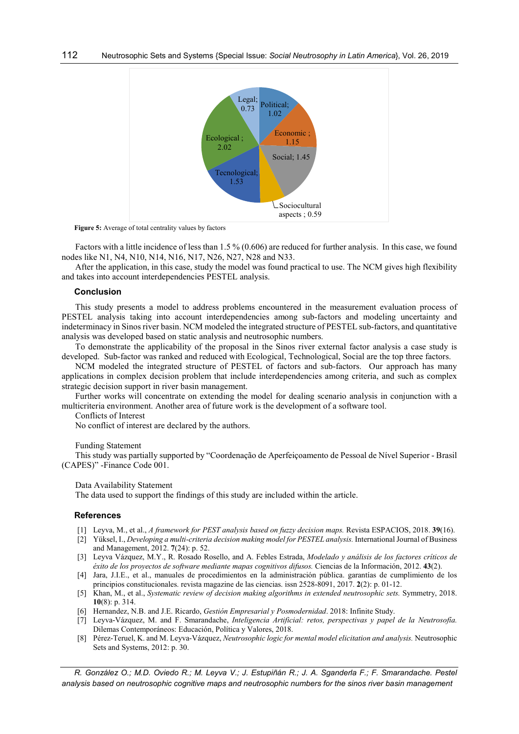Figure 5: Average of total centrality values by factors

Factors with a little incidence of less than 1.5 % (0.606) are reduced for further analysis. In this case, we found nodes like N1, N4, N10, N14, N16, N17, N26, N27, N28 and N33.

After the application, in this case, study the model was found practical to use. The NCM gives high flexibility and takes into account interdependencies PESTEL analysis.

## Conclusion

This study presents a model to address problems encountered in the measurement evaluation process of PESTEL analysis taking into account interdependencies among sub-factors and modeling uncertainty and indeterminacy in Sinos river basin. NCM modeled the integrated structure of PESTEL sub-factors, and quantitative analysis was developed based on static analysis and neutrosophic numbers.

To demonstrate the applicability of the proposal in the Sinos river external factor analysis a case study is developed. Sub-factor was ranked and reduced with Ecological, Technological, Social are the top three factors.

NCM modeled the integrated structure of PESTEL of factors and sub-factors. Our approach has many applications in complex decision problem that include interdependencies among criteria, and such as complex strategic decision support in river basin management.

Further works will concentrate on extending the model for dealing scenario analysis in conjunction with a multicriteria environment. Another area of future work is the development of a software tool.

Conflicts of Interest

No conflict of interest are declared by the authors.

Funding Statement

This study was partially supported by "Coordenação de Aperfeiçoamento de Pessoal de Nível Superior - Brasil (CAPES)" -Finance Code 001.

Data Availability Statement

The data used to support the findings of this study are included within the article.

## References

[1] Leyva, M., et al., *A framework for PEST analysis based on fuzzy decision maps.* Revista ESPACIOS, 2018. **39**(16).

[2] Yüksel, I., *Developing a multi-criteria decision making model for PESTEL analysis.* International Journal of Business and Management, 2012. **7**(24): p. 52.

[3] Leyva Vázquez, M.Y., R. Rosado Rosello, and A. Febles Estrada, *Modelado y análisis de los factores críticos de éxito de los proyectos de software mediante mapas cognitivos difusos.* Ciencias de la Información, 2012. **43**(2).

[4] Jara, J.I.E., et al., manuales de procedimientos en la administración pública. garantías de cumplimiento de los principios constitucionales. revista magazine de las ciencias. issn 2528-8091, 2017. **2**(2): p. 01-12.

[5] Khan, M., et al., *Systematic review of decision making algorithms in extended neutrosophic sets.* Symmetry, 2018. **10**(8): p. 314.

[6] Hernandez, N.B. and J.E. Ricardo, *Gestión Empresarial y Posmodernidad*. 2018: Infinite Study.

[7] Leyva-Vázquez, M. and F. Smarandache, *Inteligencia Artificial: retos, perspectivas y papel de la Neutrosofía.* Dilemas Contemporáneos: Educación, Política y Valores, 2018.

[8] Pérez-Teruel, K. and M. Leyva-Vázquez, *Neutrosophic logic for mental model elicitation and analysis.* Neutrosophic Sets and Systems, 2012: p. 30.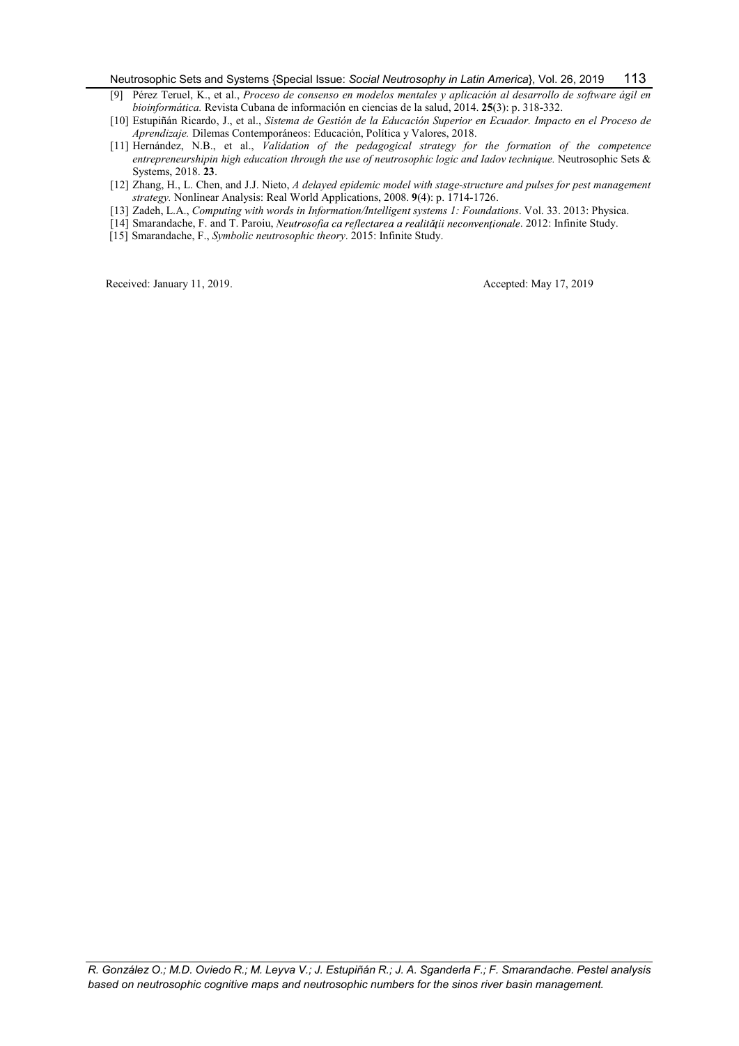[9] Pérez Teruel, K., et al., *Proceso de consenso en modelos mentales y aplicación al desarrollo de software ágil en bioinformática.* Revista Cubana de información en ciencias de la salud, 2014. **25**(3): p. 318-332.

[10] Estupiñán Ricardo, J., et al., *Sistema de Gestión de la Educación Superior en Ecuador. Impacto en el Proceso de Aprendizaje.* Dilemas Contemporáneos: Educación, Política y Valores, 2018.

[11] Hernández, N.B., et al., *Validation of the pedagogical strategy for the formation of the competence entrepreneurshipin high education through the use of neutrosophic logic and Iadov technique.* Neutrosophic Sets & Systems, 2018. **23**.

[12] Zhang, H., L. Chen, and J.J. Nieto, *A delayed epidemic model with stage-structure and pulses for pest management strategy.* Nonlinear Analysis: Real World Applications, 2008. **9**(4): p. 1714-1726.

[13] Zadeh, L.A., *Computing with words in Information/Intelligent systems 1: Foundations*. Vol. 33. 2013: Physica.

[14] Smarandache, F. and T. Paroiu, *Neutrosofia ca reflectarea a realităţii neconvenţionale*. 2012: Infinite Study.

[15] Smarandache, F., *Symbolic neutrosophic theory*. 2015: Infinite Study.

Received: January 11, 2019. Accepted: May 17, 2019